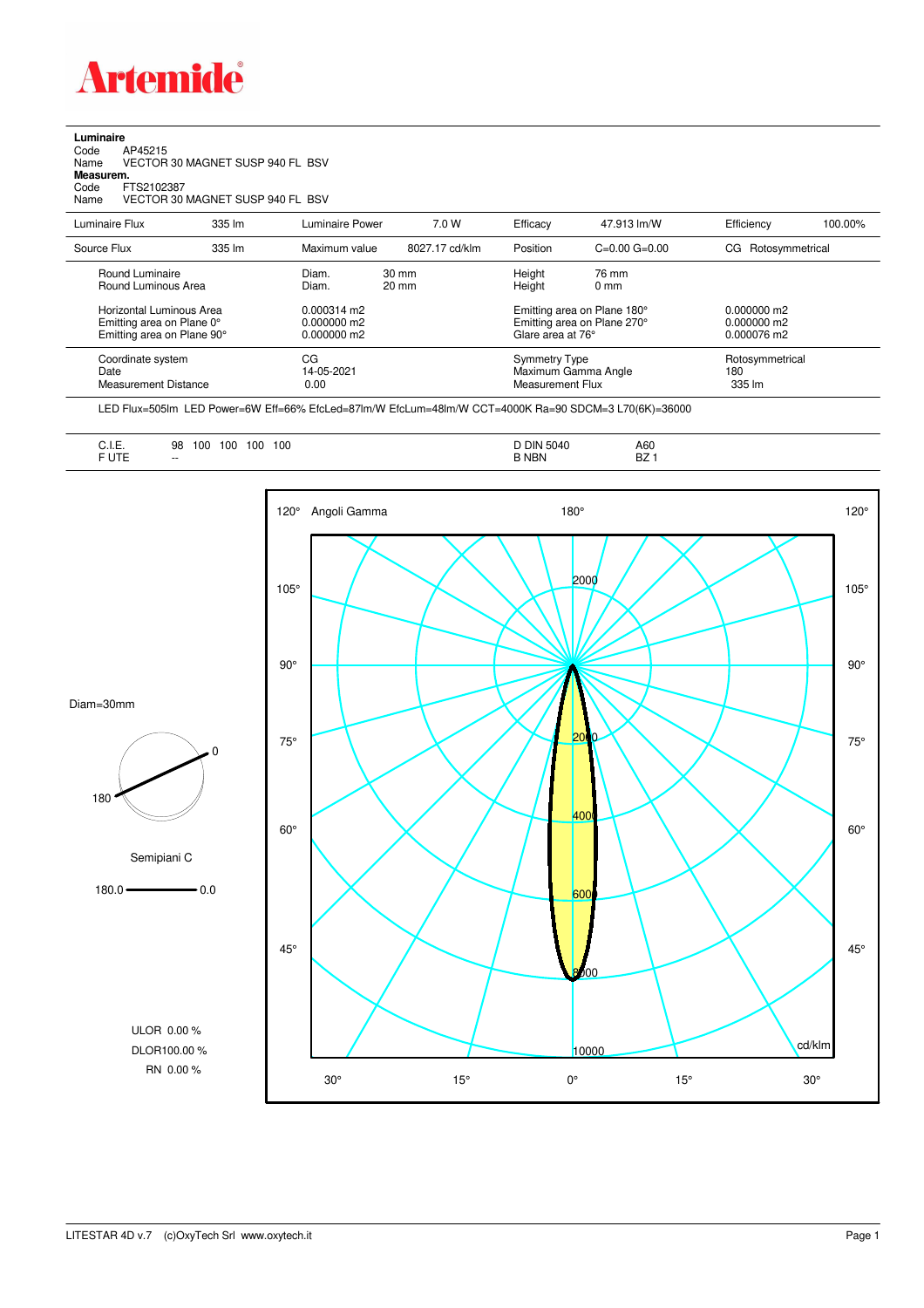# Artemide

**Luminaire**

Code AP45215

Name VECTOR 30 MAGNET SUSP 940 FL BSV

**Measurem.**

Code FTS2102387

Name VECTOR 30 MAGNET SUSP 940 FL BSV

| Luminaire Flux | 335 lm | Luminaire Power | 7.0 W | Efficacy | 47.913 lm/W | Efficiency | 100.00% |
|---|---|---|---|---|---|---|---|
| Source Flux | 335 lm | Maximum value | 8027.17 cd/klm | Position | C=0.00 G=0.00 | CG | Rotosymmetrical |

| | | | | |
|---|---|---|---|---|
| Round Luminaire | Diam. 30 mm | Height | 76 mm | |
| Round Luminous Area | Diam. 20 mm | Height | 0 mm | |
| Horizontal Luminous Area | 0.000314 m2 | Emitting area on Plane 180° | | 0.000000 m2 |
| Emitting area on Plane 0° | 0.000000 m2 | Emitting area on Plane 270° | | 0.000000 m2 |
| Emitting area on Plane 90° | 0.000000 m2 | Glare area at 76° | | 0.000076 m2 |

| | | | |
|---|---|---|---|
| Coordinate system | CG | Symmetry Type | Rotosymmetrical |
| Date | 14-05-2021 | Maximum Gamma Angle | 180 |
| Measurement Distance | 0.00 | Measurement Flux | 335 lm |

LED Flux=505lm LED Power=6W Eff=66% EfcLed=87lm/W EfcLum=48lm/W CCT=4000K Ra=90 SDCM=3 L70(6K)=36000

| | | | |
|---|---|---|---|
| C.I.E. | 98 100 100 100 100 | D DIN 5040 | A60 |
| F UTE | -- | B NBN | BZ 1 |

Diam=30mm

Semipiani C

180.0 — 0.0

ULOR 0.00 %

DLOR 100.00 %

RN 0.00 %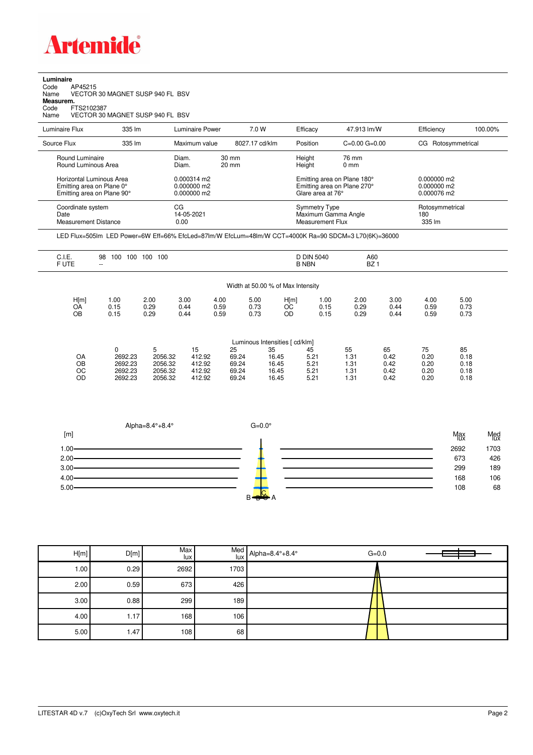**Artemide**

**Luminaire**

Code AP45215

Name VECTOR 30 MAGNET SUSP 940 FL BSV

**Measurem.**

Code FTS2102387

Name VECTOR 30 MAGNET SUSP 940 FL BSV

| | | | | | | | |
|---|---|---|---|---|---|---|---|
| Luminaire Flux | 335 lm | Luminaire Power | 7.0 W | Efficacy | 47.913 lm/W | Efficiency | 100.00% |
| Source Flux | 335 lm | Maximum value | 8027.17 cd/klm | Position | C=0.00 G=0.00 | CG | Rotosymmetrical |

| | | | | | |
|---|---|---|---|---|---|
| Round Luminaire | Diam. | 30 mm | Height | 76 mm | |
| Round Luminous Area | Diam. | 20 mm | Height | 0 mm | |
| Horizontal Luminous Area | 0.000314 m2 | | Emitting area on Plane 180° | | 0.000000 m2 |
| Emitting area on Plane 0° | 0.000000 m2 | | Emitting area on Plane 270° | | 0.000000 m2 |
| Emitting area on Plane 90° | 0.000000 m2 | | Glare area at 76° | | 0.000076 m2 |
| Coordinate system | CG | | Symmetry Type | | Rotosymmetrical |
| Date | 14-05-2021 | | Maximum Gamma Angle | | 180 |
| Measurement Distance | 0.00 | | Measurement Flux | | 335 lm |

LED Flux=505lm LED Power=6W Eff=66% EfcLed=87lm/W EfcLum=48lm/W CCT=4000K Ra=90 SDCM=3 L70(6K)=36000

| | | | |
|---|---|---|---|
| C.I.E. | 98 100 100 100 100 | D DIN 5040 | A60 |
| F UTE | -- | B NBN | BZ 1 |

Width at 50.00 % of Max Intensity

| H[m] | 1.00 | 2.00 | 3.00 | 4.00 | 5.00 | H[m] | 1.00 | 2.00 | 3.00 | 4.00 | 5.00 |
|---|---|---|---|---|---|---|---|---|---|---|---|
| OA | 0.15 | 0.29 | 0.44 | 0.59 | 0.73 | OC | 0.15 | 0.29 | 0.44 | 0.59 | 0.73 |
| OB | 0.15 | 0.29 | 0.44 | 0.59 | 0.73 | OD | 0.15 | 0.29 | 0.44 | 0.59 | 0.73 |

Luminous Intensities [ cd/klm]

| | 0 | 5 | 15 | 25 | 35 | 45 | 55 | 65 | 75 | 85 |
|---|---|---|---|---|---|---|---|---|---|---|
| OA | 2692.23 | 2056.32 | 412.92 | 69.24 | 16.45 | 5.21 | 1.31 | 0.42 | 0.20 | 0.18 |
| OB | 2692.23 | 2056.32 | 412.92 | 69.24 | 16.45 | 5.21 | 1.31 | 0.42 | 0.20 | 0.18 |
| OC | 2692.23 | 2056.32 | 412.92 | 69.24 | 16.45 | 5.21 | 1.31 | 0.42 | 0.20 | 0.18 |
| OD | 2692.23 | 2056.32 | 412.92 | 69.24 | 16.45 | 5.21 | 1.31 | 0.42 | 0.20 | 0.18 |

Alpha=8.4°+8.4°

G=0.0°

[m]

1.00
2.00
3.00
4.00
5.00

B D C A

Max lux: 2692, 673, 299, 168, 108

Med lux: 1703, 426, 189, 106, 68

| H[m] | D[m] | Max lux | Med lux | Alpha=8.4°+8.4° G=0.0 |
|---|---|---|---|---|
| 1.00 | 0.29 | 2692 | 1703 | |
| 2.00 | 0.59 | 673 | 426 | |
| 3.00 | 0.88 | 299 | 189 | |
| 4.00 | 1.17 | 168 | 106 | |
| 5.00 | 1.47 | 108 | 68 | |

LITESTAR 4D v.7 (c)OxyTech Srl www.oxytech.it